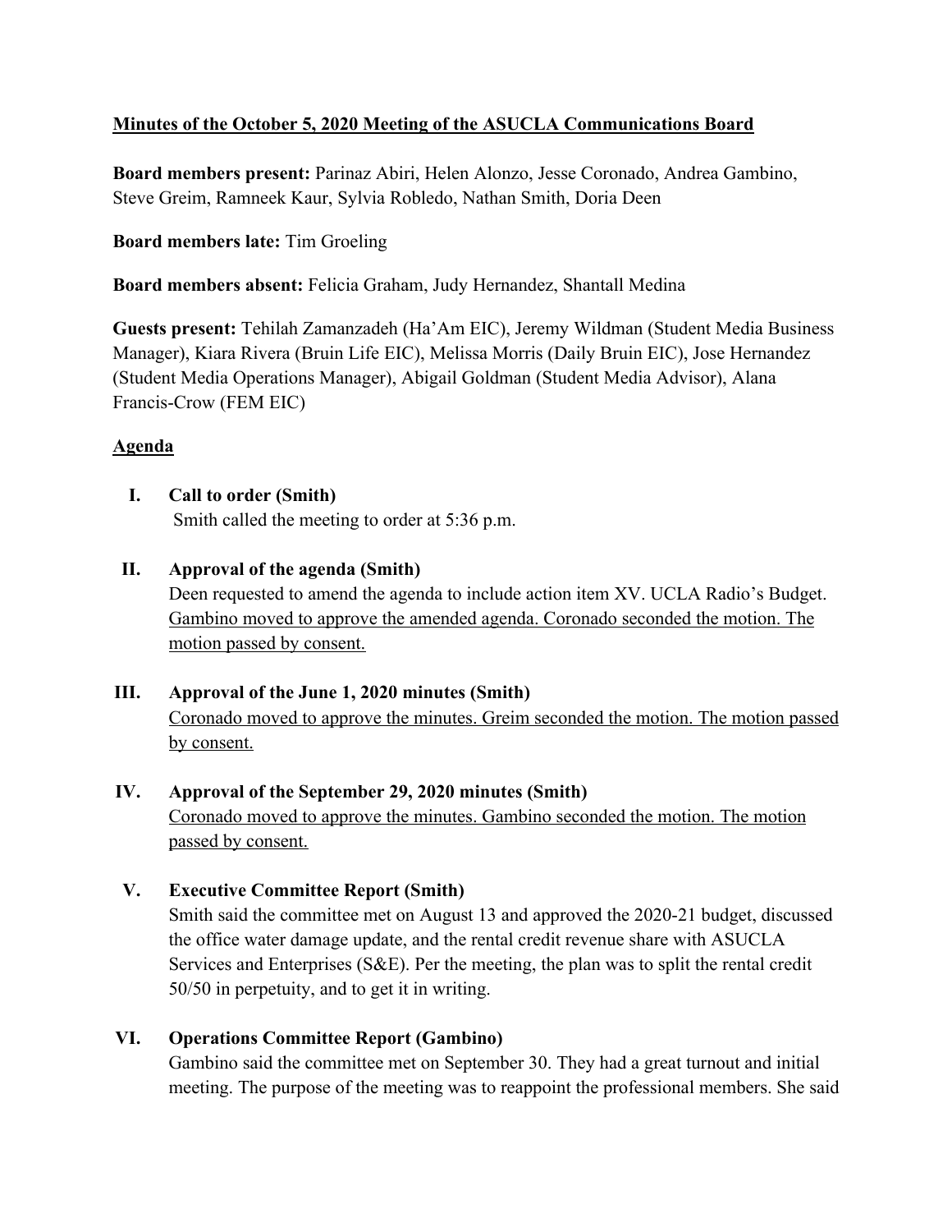**Minutes of the October 5, 2020 Meeting of the ASUCLA Communications Board**

**Board members present:** Parinaz Abiri, Helen Alonzo, Jesse Coronado, Andrea Gambino, Steve Greim, Ramneek Kaur, Sylvia Robledo, Nathan Smith, Doria Deen

**Board members late:** Tim Groeling

**Board members absent:** Felicia Graham, Judy Hernandez, Shantall Medina

**Guests present:** Tehilah Zamanzadeh (Ha'Am EIC), Jeremy Wildman (Student Media Business Manager), Kiara Rivera (Bruin Life EIC), Melissa Morris (Daily Bruin EIC), Jose Hernandez (Student Media Operations Manager), Abigail Goldman (Student Media Advisor), Alana Francis-Crow (FEM EIC)

**Agenda**

I. **Call to order (Smith)**
Smith called the meeting to order at 5:36 p.m.

II. **Approval of the agenda (Smith)**
Deen requested to amend the agenda to include action item XV. UCLA Radio's Budget. Gambino moved to approve the amended agenda. Coronado seconded the motion. The motion passed by consent.

III. **Approval of the June 1, 2020 minutes (Smith)**
Coronado moved to approve the minutes. Greim seconded the motion. The motion passed by consent.

IV. **Approval of the September 29, 2020 minutes (Smith)**
Coronado moved to approve the minutes. Gambino seconded the motion. The motion passed by consent.

V. **Executive Committee Report (Smith)**
Smith said the committee met on August 13 and approved the 2020-21 budget, discussed the office water damage update, and the rental credit revenue share with ASUCLA Services and Enterprises (S&E). Per the meeting, the plan was to split the rental credit 50/50 in perpetuity, and to get it in writing.

VI. **Operations Committee Report (Gambino)**
Gambino said the committee met on September 30. They had a great turnout and initial meeting. The purpose of the meeting was to reappoint the professional members. She said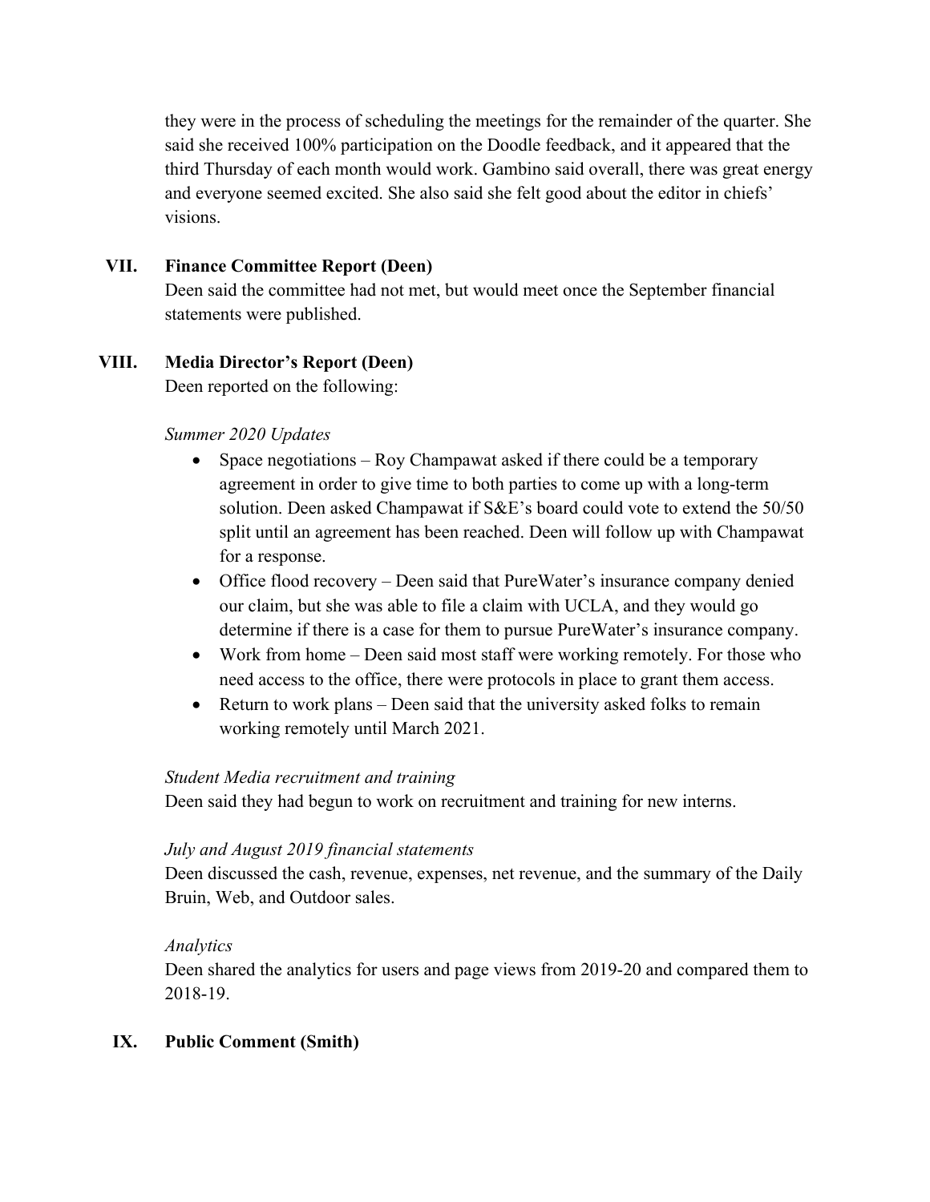they were in the process of scheduling the meetings for the remainder of the quarter. She said she received 100% participation on the Doodle feedback, and it appeared that the third Thursday of each month would work. Gambino said overall, there was great energy and everyone seemed excited. She also said she felt good about the editor in chiefs' visions.

## VII. Finance Committee Report (Deen)

Deen said the committee had not met, but would meet once the September financial statements were published.

## VIII. Media Director's Report (Deen)

Deen reported on the following:

*Summer 2020 Updates*

- Space negotiations – Roy Champawat asked if there could be a temporary agreement in order to give time to both parties to come up with a long-term solution. Deen asked Champawat if S&E's board could vote to extend the 50/50 split until an agreement has been reached. Deen will follow up with Champawat for a response.
- Office flood recovery – Deen said that PureWater's insurance company denied our claim, but she was able to file a claim with UCLA, and they would go determine if there is a case for them to pursue PureWater's insurance company.
- Work from home – Deen said most staff were working remotely. For those who need access to the office, there were protocols in place to grant them access.
- Return to work plans – Deen said that the university asked folks to remain working remotely until March 2021.

*Student Media recruitment and training*

Deen said they had begun to work on recruitment and training for new interns.

*July and August 2019 financial statements*

Deen discussed the cash, revenue, expenses, net revenue, and the summary of the Daily Bruin, Web, and Outdoor sales.

*Analytics*

Deen shared the analytics for users and page views from 2019-20 and compared them to 2018-19.

## IX. Public Comment (Smith)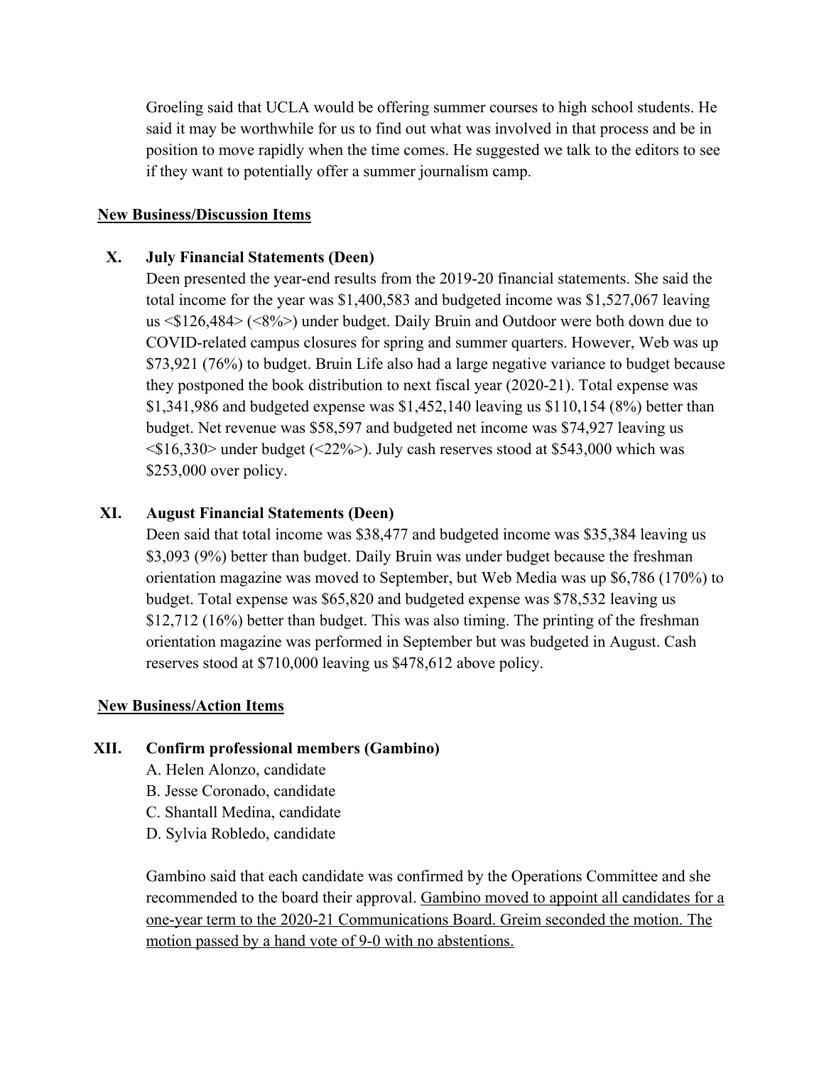Groeling said that UCLA would be offering summer courses to high school students. He said it may be worthwhile for us to find out what was involved in that process and be in position to move rapidly when the time comes. He suggested we talk to the editors to see if they want to potentially offer a summer journalism camp.

<u>**New Business/Discussion Items**</u>

**X. July Financial Statements (Deen)**

Deen presented the year-end results from the 2019-20 financial statements. She said the total income for the year was $1,400,583 and budgeted income was $1,527,067 leaving us <$126,484> (<8%>) under budget. Daily Bruin and Outdoor were both down due to COVID-related campus closures for spring and summer quarters. However, Web was up $73,921 (76%) to budget. Bruin Life also had a large negative variance to budget because they postponed the book distribution to next fiscal year (2020-21). Total expense was $1,341,986 and budgeted expense was $1,452,140 leaving us $110,154 (8%) better than budget. Net revenue was $58,597 and budgeted net income was $74,927 leaving us <$16,330> under budget (<22%>). July cash reserves stood at $543,000 which was $253,000 over policy.

**XI. August Financial Statements (Deen)**

Deen said that total income was $38,477 and budgeted income was $35,384 leaving us $3,093 (9%) better than budget. Daily Bruin was under budget because the freshman orientation magazine was moved to September, but Web Media was up $6,786 (170%) to budget. Total expense was $65,820 and budgeted expense was $78,532 leaving us $12,712 (16%) better than budget. This was also timing. The printing of the freshman orientation magazine was performed in September but was budgeted in August. Cash reserves stood at $710,000 leaving us $478,612 above policy.

<u>**New Business/Action Items**</u>

**XII. Confirm professional members (Gambino)**

A. Helen Alonzo, candidate
B. Jesse Coronado, candidate
C. Shantall Medina, candidate
D. Sylvia Robledo, candidate

Gambino said that each candidate was confirmed by the Operations Committee and she recommended to the board their approval. <u>Gambino moved to appoint all candidates for a one-year term to the 2020-21 Communications Board. Greim seconded the motion. The motion passed by a hand vote of 9-0 with no abstentions.</u>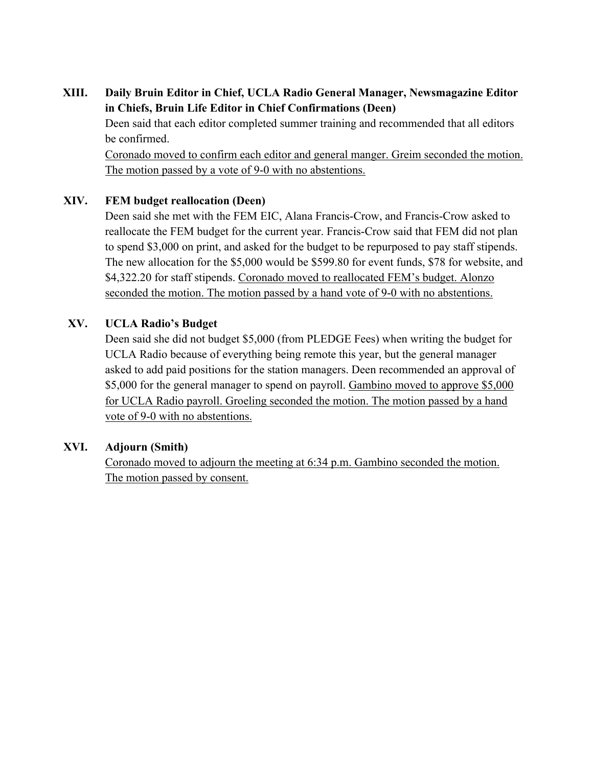### XIII. Daily Bruin Editor in Chief, UCLA Radio General Manager, Newsmagazine Editor in Chiefs, Bruin Life Editor in Chief Confirmations (Deen)

Deen said that each editor completed summer training and recommended that all editors be confirmed.

<u>Coronado moved to confirm each editor and general manger. Greim seconded the motion. The motion passed by a vote of 9-0 with no abstentions.</u>

### XIV. FEM budget reallocation (Deen)

Deen said she met with the FEM EIC, Alana Francis-Crow, and Francis-Crow asked to reallocate the FEM budget for the current year. Francis-Crow said that FEM did not plan to spend $3,000 on print, and asked for the budget to be repurposed to pay staff stipends. The new allocation for the $5,000 would be $599.80 for event funds, $78 for website, and $4,322.20 for staff stipends. <u>Coronado moved to reallocated FEM's budget. Alonzo seconded the motion. The motion passed by a hand vote of 9-0 with no abstentions.</u>

### XV. UCLA Radio's Budget

Deen said she did not budget $5,000 (from PLEDGE Fees) when writing the budget for UCLA Radio because of everything being remote this year, but the general manager asked to add paid positions for the station managers. Deen recommended an approval of $5,000 for the general manager to spend on payroll. <u>Gambino moved to approve $5,000 for UCLA Radio payroll. Groeling seconded the motion. The motion passed by a hand vote of 9-0 with no abstentions.</u>

### XVI. Adjourn (Smith)

<u>Coronado moved to adjourn the meeting at 6:34 p.m. Gambino seconded the motion. The motion passed by consent.</u>